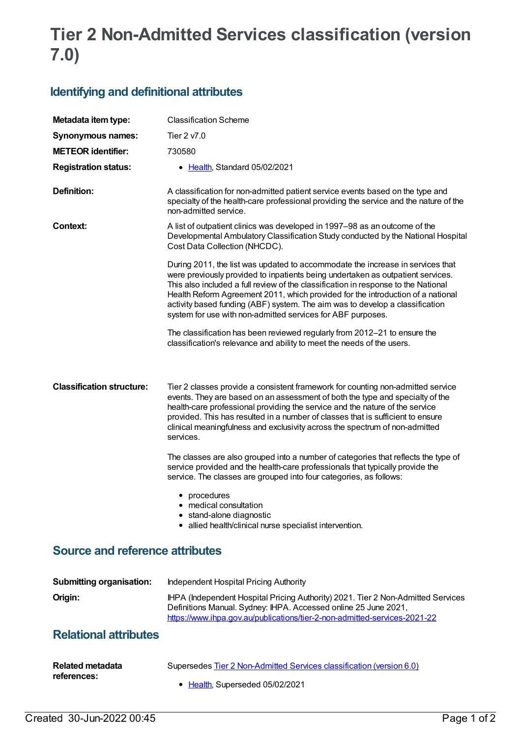# Tier 2 Non-Admitted Services classification (version 7.0)

## Identifying and definitional attributes

| | |
|---|---|
| **Metadata item type:** | Classification Scheme |
| **Synonymous names:** | Tier 2 v7.0 |
| **METEOR identifier:** | 730580 |
| **Registration status:** | • Health, Standard 05/02/2021 |
| **Definition:** | A classification for non-admitted patient service events based on the type and specialty of the health-care professional providing the service and the nature of the non-admitted service. |
| **Context:** | A list of outpatient clinics was developed in 1997–98 as an outcome of the Developmental Ambulatory Classification Study conducted by the National Hospital Cost Data Collection (NHCDC).<br><br>During 2011, the list was updated to accommodate the increase in services that were previously provided to inpatients being undertaken as outpatient services. This also included a full review of the classification in response to the National Health Reform Agreement 2011, which provided for the introduction of a national activity based funding (ABF) system. The aim was to develop a classification system for use with non-admitted services for ABF purposes.<br><br>The classification has been reviewed regularly from 2012–21 to ensure the classification's relevance and ability to meet the needs of the users. |
| **Classification structure:** | Tier 2 classes provide a consistent framework for counting non-admitted service events. They are based on an assessment of both the type and specialty of the health-care professional providing the service and the nature of the service provided. This has resulted in a number of classes that is sufficient to ensure clinical meaningfulness and exclusivity across the spectrum of non-admitted services.<br><br>The classes are also grouped into a number of categories that reflects the type of service provided and the health-care professionals that typically provide the service. The classes are grouped into four categories, as follows:<br><br>• procedures<br>• medical consultation<br>• stand-alone diagnostic<br>• allied health/clinical nurse specialist intervention. |

## Source and reference attributes

| | |
|---|---|
| **Submitting organisation:** | Independent Hospital Pricing Authority |
| **Origin:** | IHPA (Independent Hospital Pricing Authority) 2021. Tier 2 Non-Admitted Services Definitions Manual. Sydney: IHPA. Accessed online 25 June 2021, https://www.ihpa.gov.au/publications/tier-2-non-admitted-services-2021-22 |

## Relational attributes

| | |
|---|---|
| **Related metadata references:** | Supersedes Tier 2 Non-Admitted Services classification (version 6.0)<br><br>• Health, Superseded 05/02/2021 |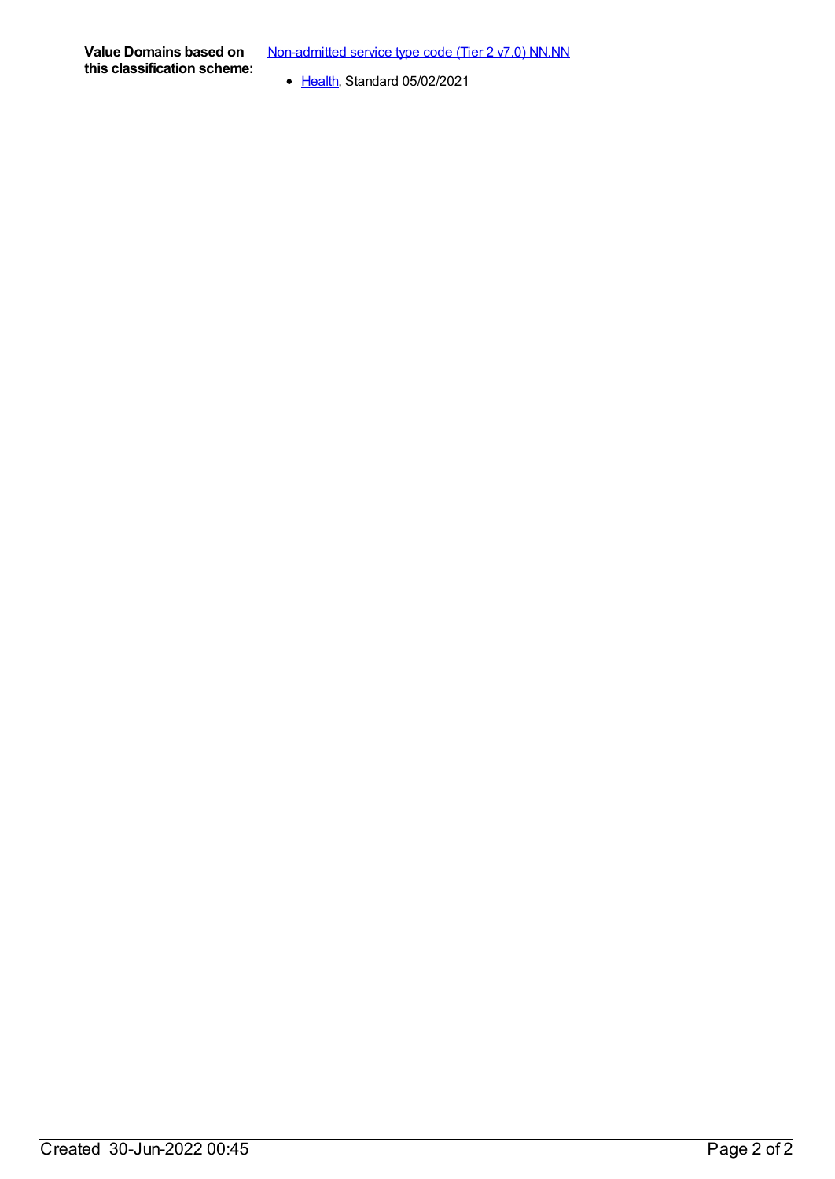**Value Domains based on this classification scheme:** Non-admitted service type code (Tier 2 v7.0) NN.NN

- Health, Standard 05/02/2021